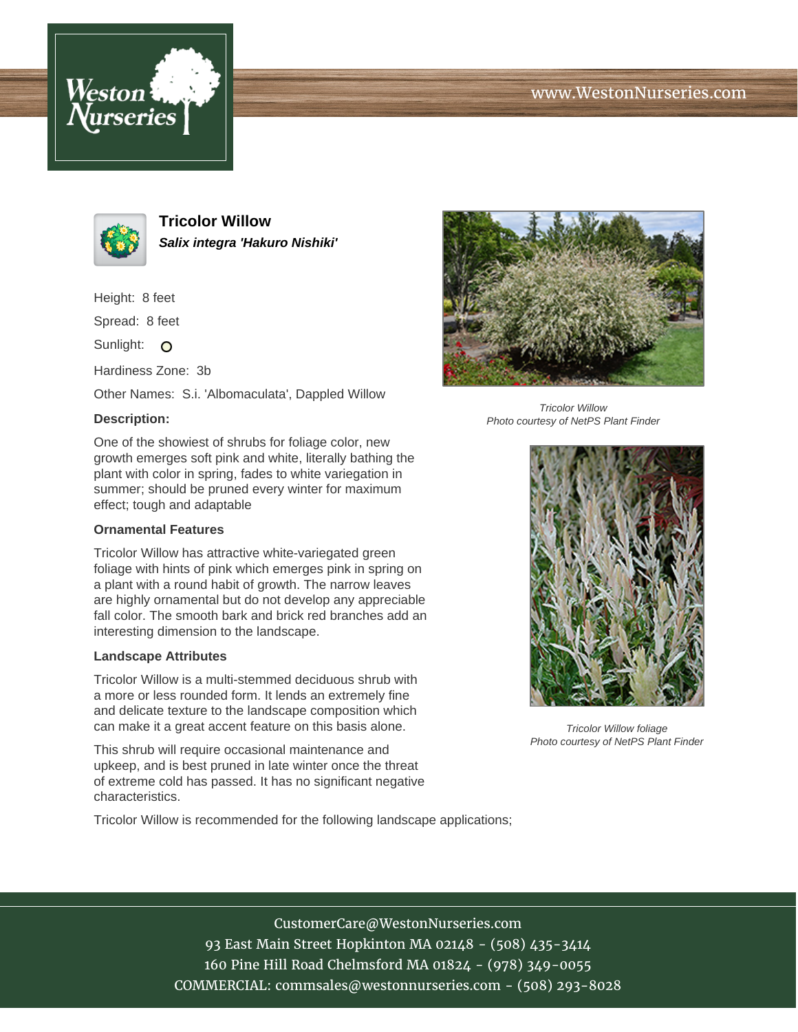# Tricolor Willow

***Salix integra 'Hakuro Nishiki'***

Height: 8 feet

Spread: 8 feet

Sunlight:

Hardiness Zone: 3b

Other Names: S.i. 'Albomaculata', Dappled Willow

*Tricolor Willow*
*Photo courtesy of NetPS Plant Finder*

### Description:

One of the showiest of shrubs for foliage color, new growth emerges soft pink and white, literally bathing the plant with color in spring, fades to white variegation in summer; should be pruned every winter for maximum effect; tough and adaptable

### Ornamental Features

Tricolor Willow has attractive white-variegated green foliage with hints of pink which emerges pink in spring on a plant with a round habit of growth. The narrow leaves are highly ornamental but do not develop any appreciable fall color. The smooth bark and brick red branches add an interesting dimension to the landscape.

*Tricolor Willow foliage*
*Photo courtesy of NetPS Plant Finder*

### Landscape Attributes

Tricolor Willow is a multi-stemmed deciduous shrub with a more or less rounded form. It lends an extremely fine and delicate texture to the landscape composition which can make it a great accent feature on this basis alone.

This shrub will require occasional maintenance and upkeep, and is best pruned in late winter once the threat of extreme cold has passed. It has no significant negative characteristics.

Tricolor Willow is recommended for the following landscape applications;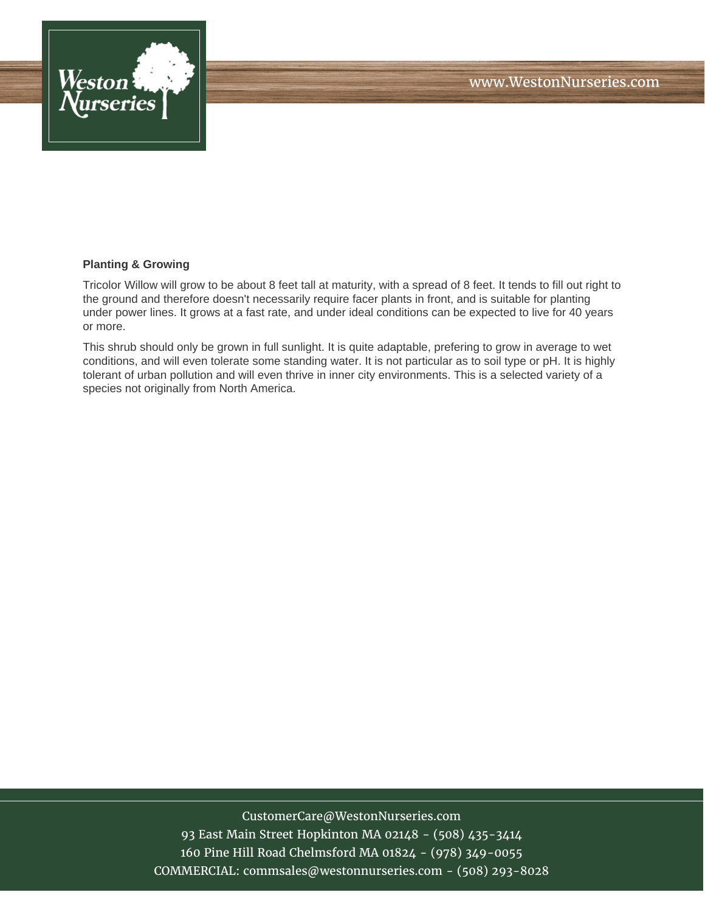**Planting & Growing**

Tricolor Willow will grow to be about 8 feet tall at maturity, with a spread of 8 feet. It tends to fill out right to the ground and therefore doesn't necessarily require facer plants in front, and is suitable for planting under power lines. It grows at a fast rate, and under ideal conditions can be expected to live for 40 years or more.

This shrub should only be grown in full sunlight. It is quite adaptable, prefering to grow in average to wet conditions, and will even tolerate some standing water. It is not particular as to soil type or pH. It is highly tolerant of urban pollution and will even thrive in inner city environments. This is a selected variety of a species not originally from North America.